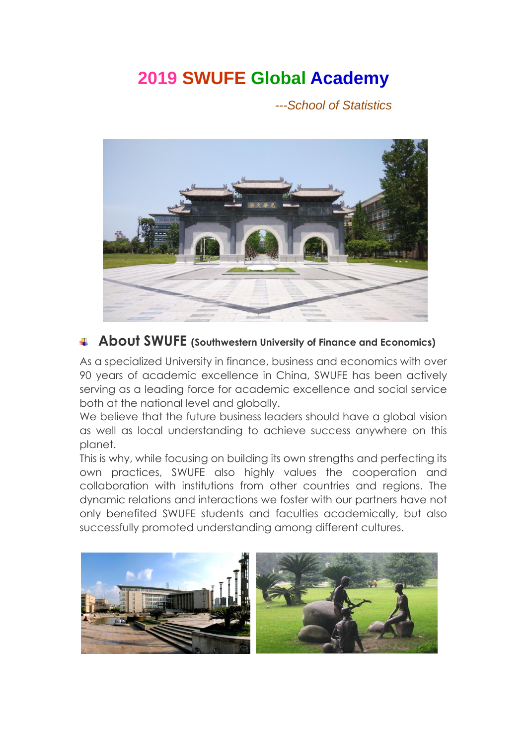# 2019 SWUFE Global Academy

*---School of Statistics*

## About SWUFE (Southwestern University of Finance and Economics)

As a specialized University in finance, business and economics with over 90 years of academic excellence in China, SWUFE has been actively serving as a leading force for academic excellence and social service both at the national level and globally.

We believe that the future business leaders should have a global vision as well as local understanding to achieve success anywhere on this planet.

This is why, while focusing on building its own strengths and perfecting its own practices, SWUFE also highly values the cooperation and collaboration with institutions from other countries and regions. The dynamic relations and interactions we foster with our partners have not only benefited SWUFE students and faculties academically, but also successfully promoted understanding among different cultures.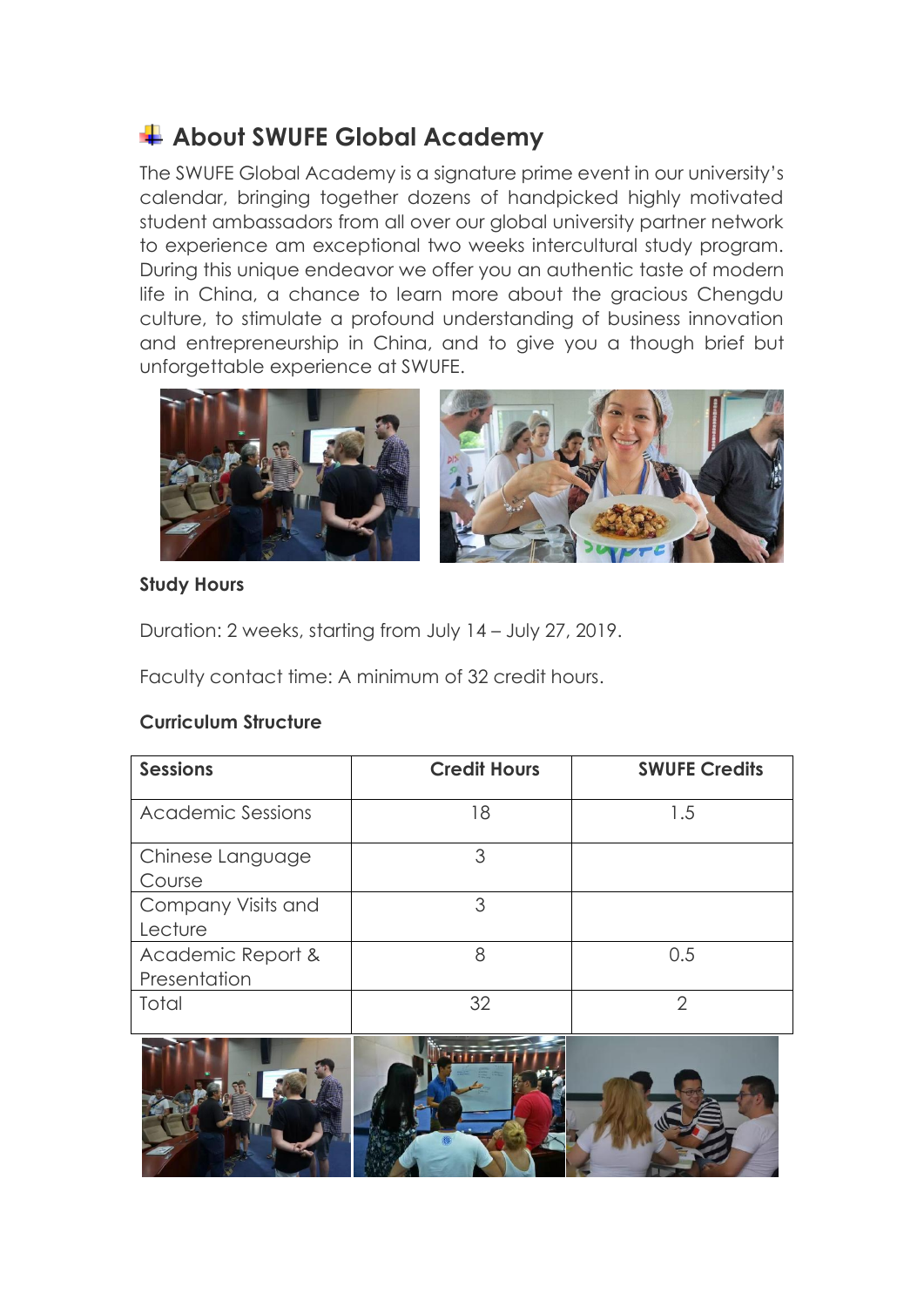## About SWUFE Global Academy

The SWUFE Global Academy is a signature prime event in our university's calendar, bringing together dozens of handpicked highly motivated student ambassadors from all over our global university partner network to experience am exceptional two weeks intercultural study program. During this unique endeavor we offer you an authentic taste of modern life in China, a chance to learn more about the gracious Chengdu culture, to stimulate a profound understanding of business innovation and entrepreneurship in China, and to give you a though brief but unforgettable experience at SWUFE.

**Study Hours**

Duration: 2 weeks, starting from July 14 – July 27, 2019.

Faculty contact time: A minimum of 32 credit hours.

**Curriculum Structure**

| Sessions | Credit Hours | SWUFE Credits |
|---|---|---|
| Academic Sessions | 18 | 1.5 |
| Chinese Language Course | 3 | |
| Company Visits and Lecture | 3 | |
| Academic Report & Presentation | 8 | 0.5 |
| Total | 32 | 2 |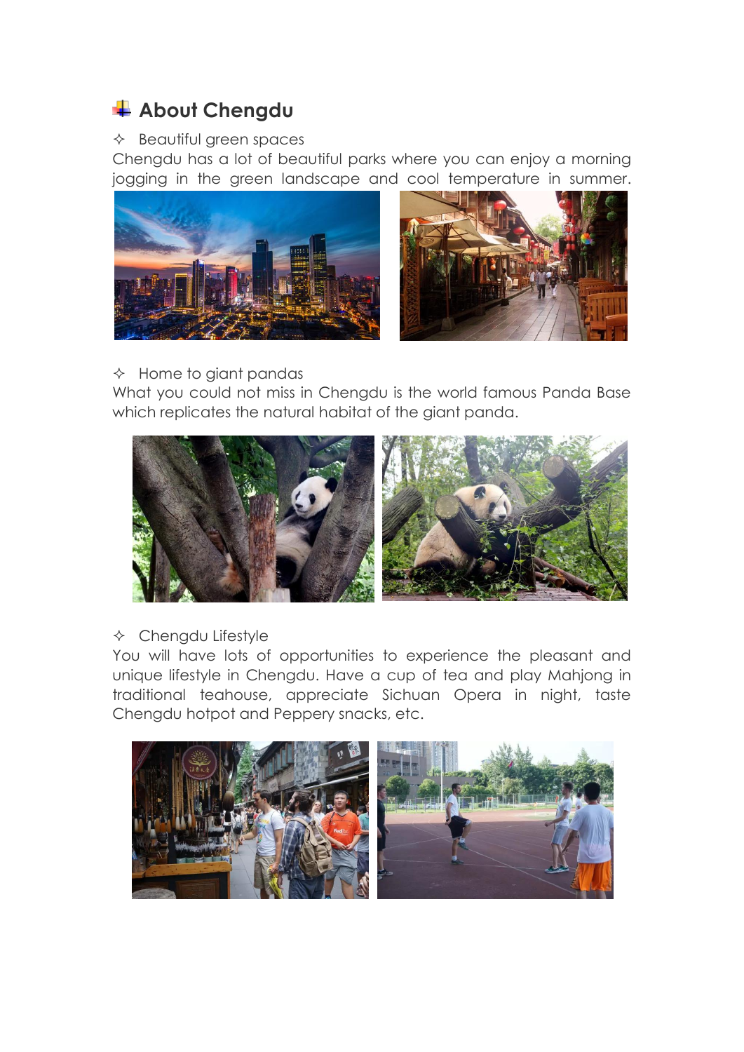## About Chengdu

✧ Beautiful green spaces

Chengdu has a lot of beautiful parks where you can enjoy a morning jogging in the green landscape and cool temperature in summer.

✧ Home to giant pandas

What you could not miss in Chengdu is the world famous Panda Base which replicates the natural habitat of the giant panda.

✧ Chengdu Lifestyle

You will have lots of opportunities to experience the pleasant and unique lifestyle in Chengdu. Have a cup of tea and play Mahjong in traditional teahouse, appreciate Sichuan Opera in night, taste Chengdu hotpot and Peppery snacks, etc.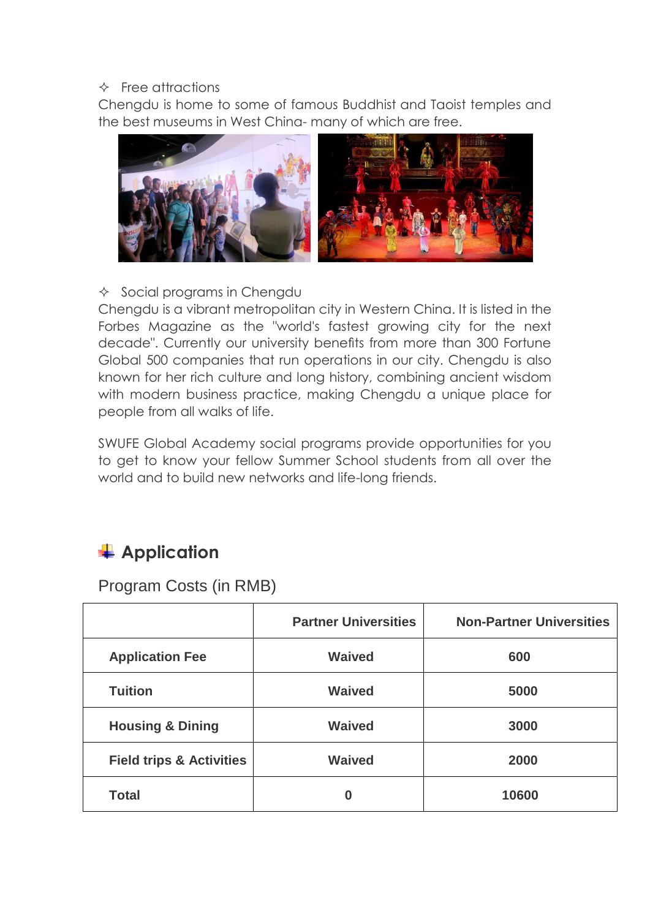✧ Free attractions

Chengdu is home to some of famous Buddhist and Taoist temples and the best museums in West China- many of which are free.

✧ Social programs in Chengdu

Chengdu is a vibrant metropolitan city in Western China. It is listed in the Forbes Magazine as the "world's fastest growing city for the next decade". Currently our university benefits from more than 300 Fortune Global 500 companies that run operations in our city. Chengdu is also known for her rich culture and long history, combining ancient wisdom with modern business practice, making Chengdu a unique place for people from all walks of life.

SWUFE Global Academy social programs provide opportunities for you to get to know your fellow Summer School students from all over the world and to build new networks and life-long friends.

## Application

### Program Costs (in RMB)

| | Partner Universities | Non-Partner Universities |
|---|---|---|
| **Application Fee** | **Waived** | **600** |
| **Tuition** | **Waived** | **5000** |
| **Housing & Dining** | **Waived** | **3000** |
| **Field trips & Activities** | **Waived** | **2000** |
| **Total** | **0** | **10600** |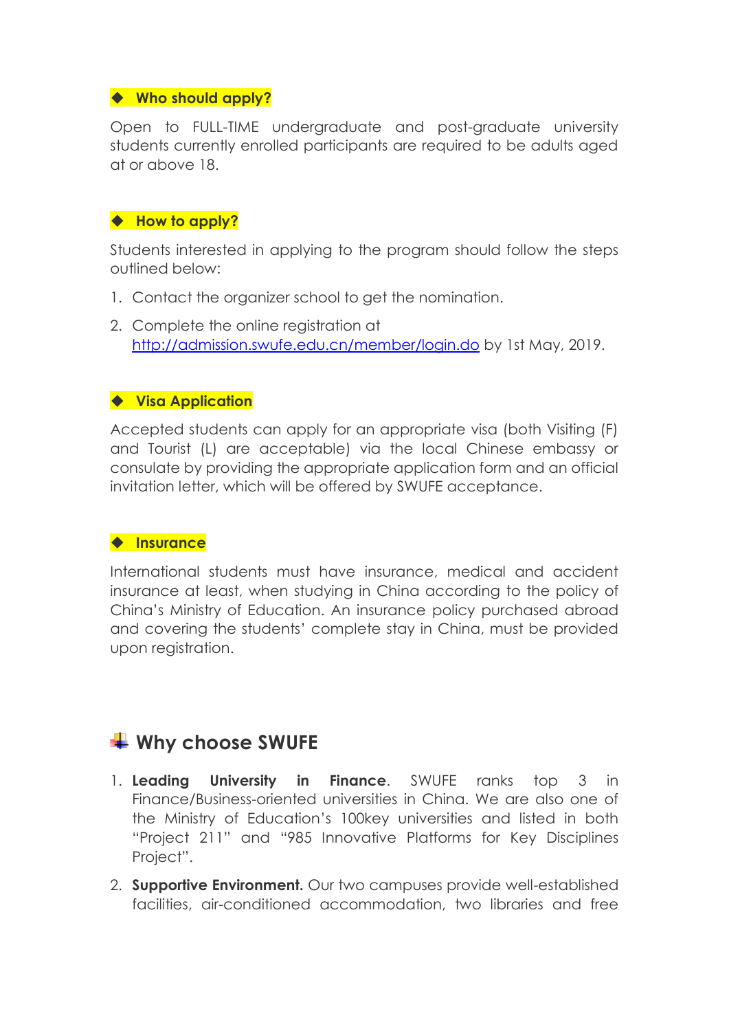### ◆ Who should apply?

Open to FULL-TIME undergraduate and post-graduate university students currently enrolled participants are required to be adults aged at or above 18.

### ◆ How to apply?

Students interested in applying to the program should follow the steps outlined below:

1. Contact the organizer school to get the nomination.
2. Complete the online registration at [http://admission.swufe.edu.cn/member/login.do](http://admission.swufe.edu.cn/member/login.do) by 1st May, 2019.

### ◆ Visa Application

Accepted students can apply for an appropriate visa (both Visiting (F) and Tourist (L) are acceptable) via the local Chinese embassy or consulate by providing the appropriate application form and an official invitation letter, which will be offered by SWUFE acceptance.

### ◆ Insurance

International students must have insurance, medical and accident insurance at least, when studying in China according to the policy of China's Ministry of Education. An insurance policy purchased abroad and covering the students' complete stay in China, must be provided upon registration.

## Why choose SWUFE

1. **Leading University in Finance**. SWUFE ranks top 3 in Finance/Business-oriented universities in China. We are also one of the Ministry of Education's 100key universities and listed in both "Project 211" and "985 Innovative Platforms for Key Disciplines Project".
2. **Supportive Environment.** Our two campuses provide well-established facilities, air-conditioned accommodation, two libraries and free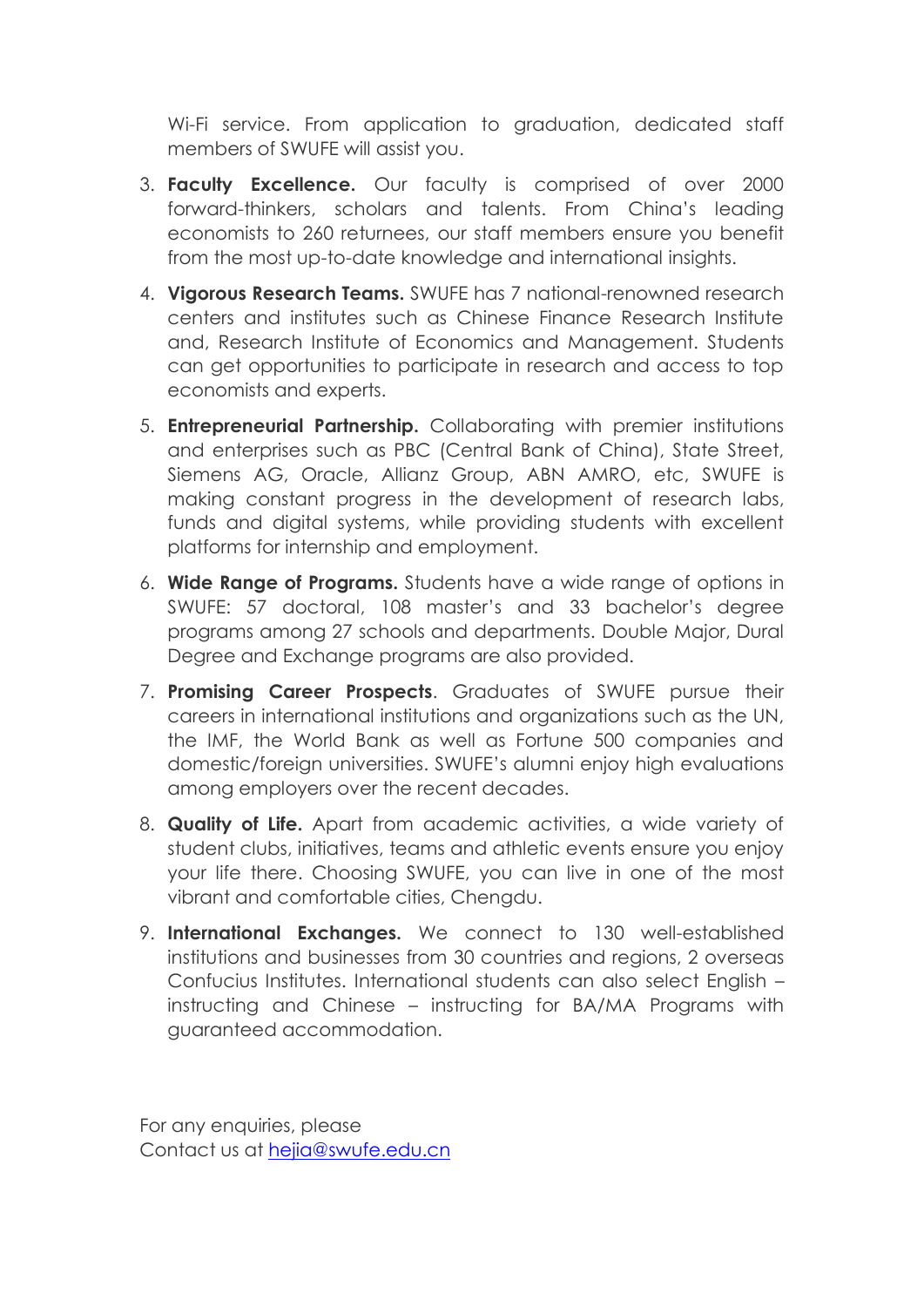Wi-Fi service. From application to graduation, dedicated staff members of SWUFE will assist you.

3. **Faculty Excellence.** Our faculty is comprised of over 2000 forward-thinkers, scholars and talents. From China's leading economists to 260 returnees, our staff members ensure you benefit from the most up-to-date knowledge and international insights.

4. **Vigorous Research Teams.** SWUFE has 7 national-renowned research centers and institutes such as Chinese Finance Research Institute and, Research Institute of Economics and Management. Students can get opportunities to participate in research and access to top economists and experts.

5. **Entrepreneurial Partnership.** Collaborating with premier institutions and enterprises such as PBC (Central Bank of China), State Street, Siemens AG, Oracle, Allianz Group, ABN AMRO, etc, SWUFE is making constant progress in the development of research labs, funds and digital systems, while providing students with excellent platforms for internship and employment.

6. **Wide Range of Programs.** Students have a wide range of options in SWUFE: 57 doctoral, 108 master's and 33 bachelor's degree programs among 27 schools and departments. Double Major, Dural Degree and Exchange programs are also provided.

7. **Promising Career Prospects**. Graduates of SWUFE pursue their careers in international institutions and organizations such as the UN, the IMF, the World Bank as well as Fortune 500 companies and domestic/foreign universities. SWUFE's alumni enjoy high evaluations among employers over the recent decades.

8. **Quality of Life.** Apart from academic activities, a wide variety of student clubs, initiatives, teams and athletic events ensure you enjoy your life there. Choosing SWUFE, you can live in one of the most vibrant and comfortable cities, Chengdu.

9. **International Exchanges.** We connect to 130 well-established institutions and businesses from 30 countries and regions, 2 overseas Confucius Institutes. International students can also select English – instructing and Chinese – instructing for BA/MA Programs with guaranteed accommodation.

For any enquiries, please
Contact us at hejia@swufe.edu.cn